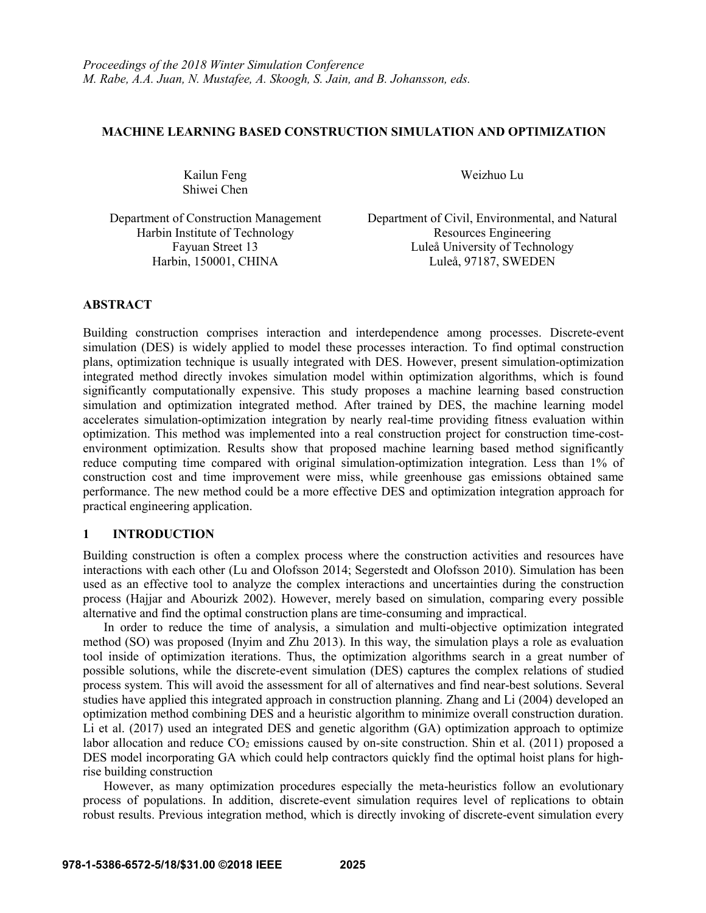*Proceedings of the 2018 Winter Simulation Conference*
*M. Rabe, A.A. Juan, N. Mustafee, A. Skoogh, S. Jain, and B. Johansson, eds.*

# MACHINE LEARNING BASED CONSTRUCTION SIMULATION AND OPTIMIZATION

Kailun Feng
Shiwei Chen

Department of Construction Management
Harbin Institute of Technology
Fayuan Street 13
Harbin, 150001, CHINA

Weizhuo Lu

Department of Civil, Environmental, and Natural Resources Engineering
Luleå University of Technology
Luleå, 97187, SWEDEN

## ABSTRACT

Building construction comprises interaction and interdependence among processes. Discrete-event simulation (DES) is widely applied to model these processes interaction. To find optimal construction plans, optimization technique is usually integrated with DES. However, present simulation-optimization integrated method directly invokes simulation model within optimization algorithms, which is found significantly computationally expensive. This study proposes a machine learning based construction simulation and optimization integrated method. After trained by DES, the machine learning model accelerates simulation-optimization integration by nearly real-time providing fitness evaluation within optimization. This method was implemented into a real construction project for construction time-cost-environment optimization. Results show that proposed machine learning based method significantly reduce computing time compared with original simulation-optimization integration. Less than 1% of construction cost and time improvement were miss, while greenhouse gas emissions obtained same performance. The new method could be a more effective DES and optimization integration approach for practical engineering application.

## 1 INTRODUCTION

Building construction is often a complex process where the construction activities and resources have interactions with each other (Lu and Olofsson 2014; Segerstedt and Olofsson 2010). Simulation has been used as an effective tool to analyze the complex interactions and uncertainties during the construction process (Hajjar and Abourizk 2002). However, merely based on simulation, comparing every possible alternative and find the optimal construction plans are time-consuming and impractical.

In order to reduce the time of analysis, a simulation and multi-objective optimization integrated method (SO) was proposed (Inyim and Zhu 2013). In this way, the simulation plays a role as evaluation tool inside of optimization iterations. Thus, the optimization algorithms search in a great number of possible solutions, while the discrete-event simulation (DES) captures the complex relations of studied process system. This will avoid the assessment for all of alternatives and find near-best solutions. Several studies have applied this integrated approach in construction planning. Zhang and Li (2004) developed an optimization method combining DES and a heuristic algorithm to minimize overall construction duration. Li et al. (2017) used an integrated DES and genetic algorithm (GA) optimization approach to optimize labor allocation and reduce $CO_2$ emissions caused by on-site construction. Shin et al. (2011) proposed a DES model incorporating GA which could help contractors quickly find the optimal hoist plans for high-rise building construction

However, as many optimization procedures especially the meta-heuristics follow an evolutionary process of populations. In addition, discrete-event simulation requires level of replications to obtain robust results. Previous integration method, which is directly invoking of discrete-event simulation every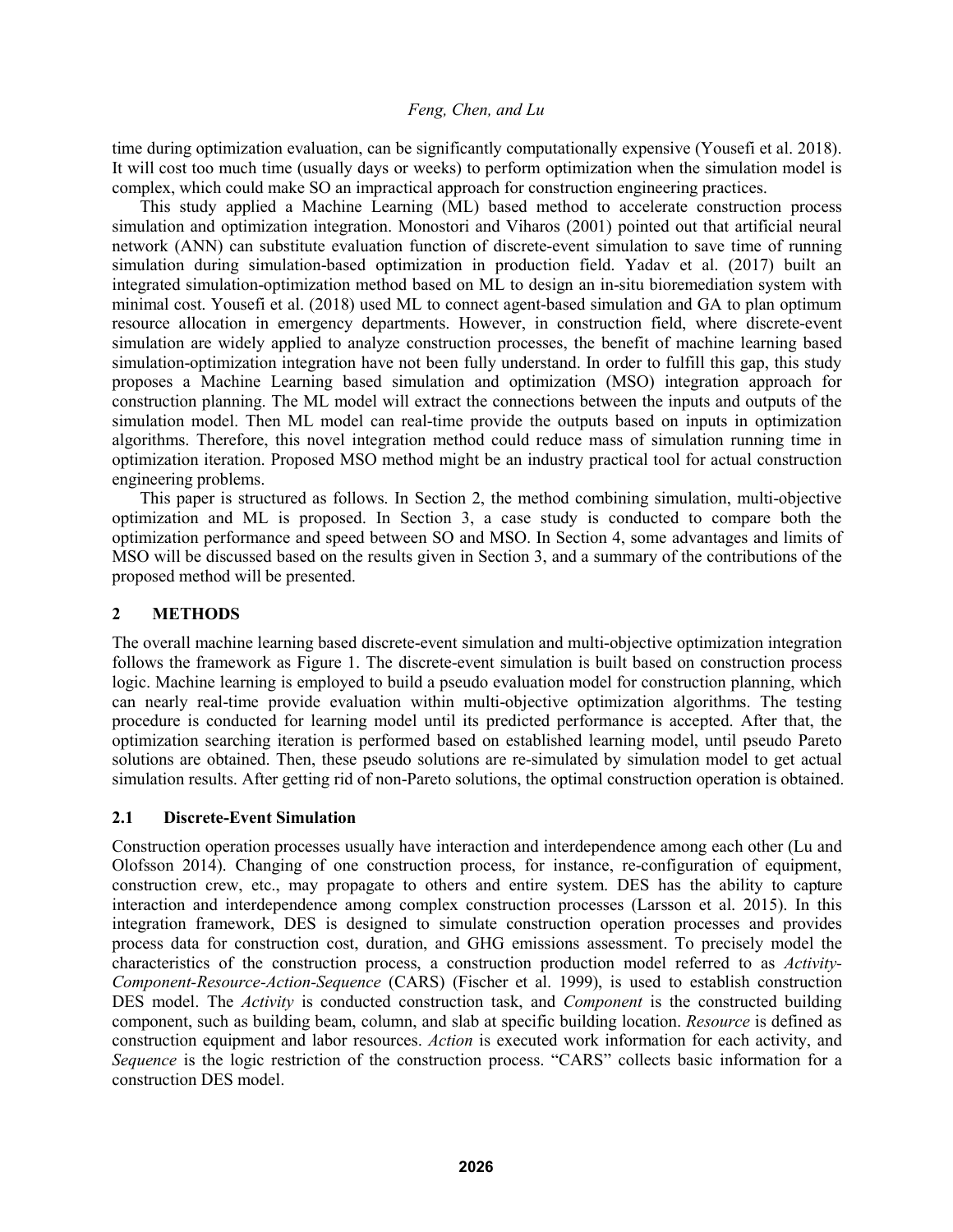time during optimization evaluation, can be significantly computationally expensive (Yousefi et al. 2018). It will cost too much time (usually days or weeks) to perform optimization when the simulation model is complex, which could make SO an impractical approach for construction engineering practices.

This study applied a Machine Learning (ML) based method to accelerate construction process simulation and optimization integration. Monostori and Viharos (2001) pointed out that artificial neural network (ANN) can substitute evaluation function of discrete-event simulation to save time of running simulation during simulation-based optimization in production field. Yadav et al. (2017) built an integrated simulation-optimization method based on ML to design an in-situ bioremediation system with minimal cost. Yousefi et al. (2018) used ML to connect agent-based simulation and GA to plan optimum resource allocation in emergency departments. However, in construction field, where discrete-event simulation are widely applied to analyze construction processes, the benefit of machine learning based simulation-optimization integration have not been fully understand. In order to fulfill this gap, this study proposes a Machine Learning based simulation and optimization (MSO) integration approach for construction planning. The ML model will extract the connections between the inputs and outputs of the simulation model. Then ML model can real-time provide the outputs based on inputs in optimization algorithms. Therefore, this novel integration method could reduce mass of simulation running time in optimization iteration. Proposed MSO method might be an industry practical tool for actual construction engineering problems.

This paper is structured as follows. In Section 2, the method combining simulation, multi-objective optimization and ML is proposed. In Section 3, a case study is conducted to compare both the optimization performance and speed between SO and MSO. In Section 4, some advantages and limits of MSO will be discussed based on the results given in Section 3, and a summary of the contributions of the proposed method will be presented.

## 2 METHODS

The overall machine learning based discrete-event simulation and multi-objective optimization integration follows the framework as Figure 1. The discrete-event simulation is built based on construction process logic. Machine learning is employed to build a pseudo evaluation model for construction planning, which can nearly real-time provide evaluation within multi-objective optimization algorithms. The testing procedure is conducted for learning model until its predicted performance is accepted. After that, the optimization searching iteration is performed based on established learning model, until pseudo Pareto solutions are obtained. Then, these pseudo solutions are re-simulated by simulation model to get actual simulation results. After getting rid of non-Pareto solutions, the optimal construction operation is obtained.

### 2.1 Discrete-Event Simulation

Construction operation processes usually have interaction and interdependence among each other (Lu and Olofsson 2014). Changing of one construction process, for instance, re-configuration of equipment, construction crew, etc., may propagate to others and entire system. DES has the ability to capture interaction and interdependence among complex construction processes (Larsson et al. 2015). In this integration framework, DES is designed to simulate construction operation processes and provides process data for construction cost, duration, and GHG emissions assessment. To precisely model the characteristics of the construction process, a construction production model referred to as *Activity-Component-Resource-Action-Sequence* (CARS) (Fischer et al. 1999), is used to establish construction DES model. The *Activity* is conducted construction task, and *Component* is the constructed building component, such as building beam, column, and slab at specific building location. *Resource* is defined as construction equipment and labor resources. *Action* is executed work information for each activity, and *Sequence* is the logic restriction of the construction process. "CARS" collects basic information for a construction DES model.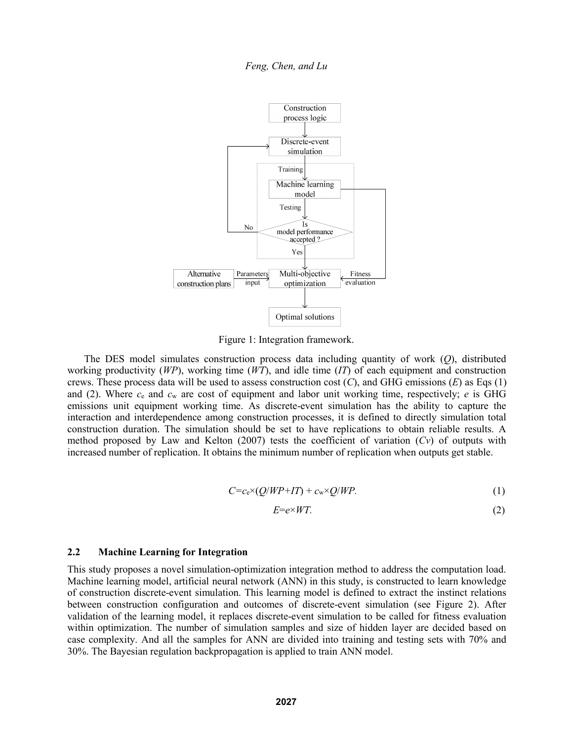Figure 1: Integration framework.

The DES model simulates construction process data including quantity of work ($Q$), distributed working productivity ($WP$), working time ($WT$), and idle time ($IT$) of each equipment and construction crews. These process data will be used to assess construction cost ($C$), and GHG emissions ($E$) as Eqs (1) and (2). Where $c_e$ and $c_w$ are cost of equipment and labor unit working time, respectively; $e$ is GHG emissions unit equipment working time. As discrete-event simulation has the ability to capture the interaction and interdependence among construction processes, it is defined to directly simulation total construction duration. The simulation should be set to have replications to obtain reliable results. A method proposed by Law and Kelton (2007) tests the coefficient of variation ($Cv$) of outputs with increased number of replication. It obtains the minimum number of replication when outputs get stable.

$$C=c_e\times(Q/WP+IT) + c_w\times Q/WP. \tag{1}$$

$$E=e\times WT. \tag{2}$$

### 2.2 Machine Learning for Integration

This study proposes a novel simulation-optimization integration method to address the computation load. Machine learning model, artificial neural network (ANN) in this study, is constructed to learn knowledge of construction discrete-event simulation. This learning model is defined to extract the instinct relations between construction configuration and outcomes of discrete-event simulation (see Figure 2). After validation of the learning model, it replaces discrete-event simulation to be called for fitness evaluation within optimization. The number of simulation samples and size of hidden layer are decided based on case complexity. And all the samples for ANN are divided into training and testing sets with 70% and 30%. The Bayesian regulation backpropagation is applied to train ANN model.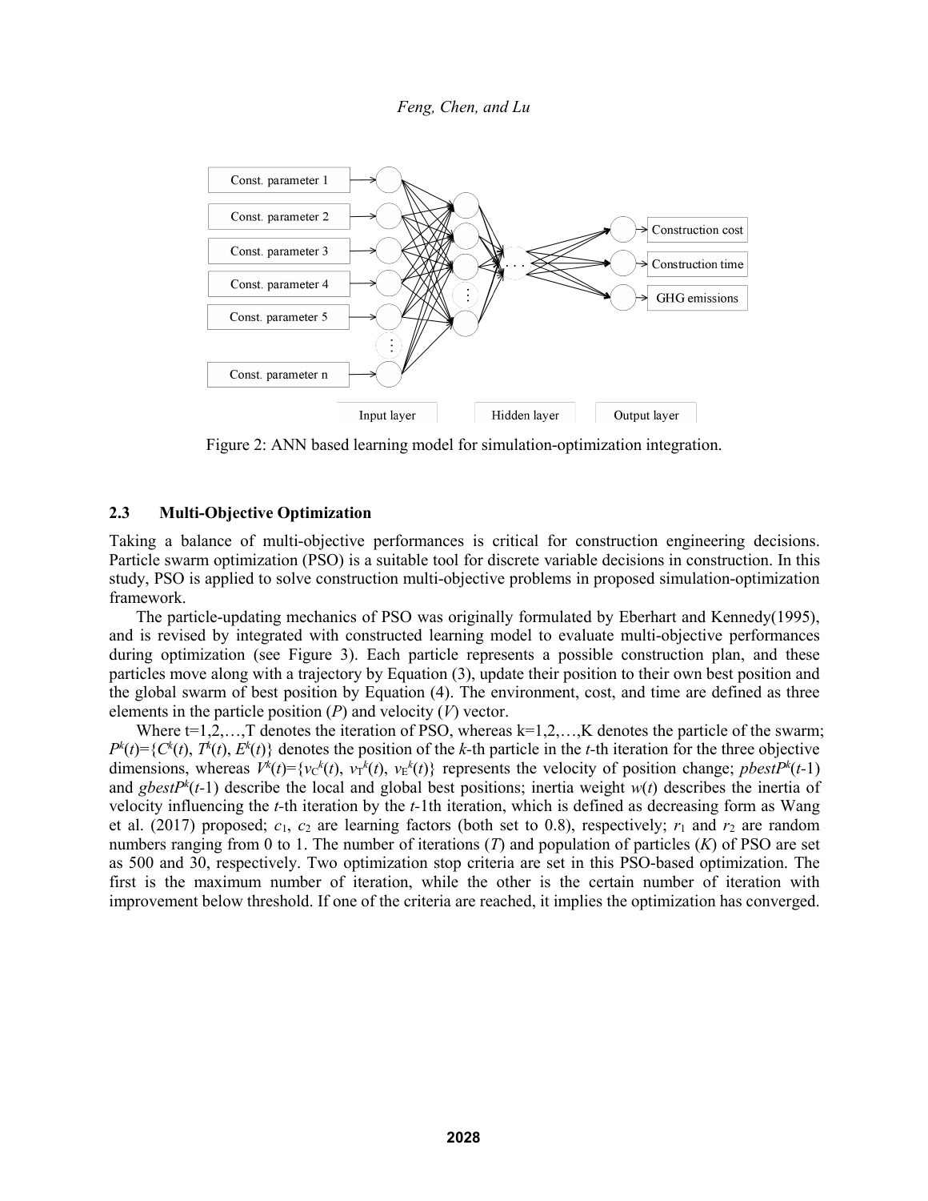Figure 2: ANN based learning model for simulation-optimization integration.

### 2.3 Multi-Objective Optimization

Taking a balance of multi-objective performances is critical for construction engineering decisions. Particle swarm optimization (PSO) is a suitable tool for discrete variable decisions in construction. In this study, PSO is applied to solve construction multi-objective problems in proposed simulation-optimization framework.

The particle-updating mechanics of PSO was originally formulated by Eberhart and Kennedy(1995), and is revised by integrated with constructed learning model to evaluate multi-objective performances during optimization (see Figure 3). Each particle represents a possible construction plan, and these particles move along with a trajectory by Equation (3), update their position to their own best position and the global swarm of best position by Equation (4). The environment, cost, and time are defined as three elements in the particle position ($P$) and velocity ($V$) vector.

Where t=1,2,…,T denotes the iteration of PSO, whereas k=1,2,…,K denotes the particle of the swarm; $P^k(t)=\{C^k(t), T^k(t), E^k(t)\}$ denotes the position of the $k$-th particle in the $t$-th iteration for the three objective dimensions, whereas $V^k(t)=\{v_C^k(t), v_T^k(t), v_E^k(t)\}$ represents the velocity of position change; $pbestP^k(t\text{-}1)$ and $gbestP^k(t\text{-}1)$ describe the local and global best positions; inertia weight $w(t)$ describes the inertia of velocity influencing the $t$-th iteration by the $t$-1th iteration, which is defined as decreasing form as Wang et al. (2017) proposed; $c_1$, $c_2$ are learning factors (both set to 0.8), respectively; $r_1$ and $r_2$ are random numbers ranging from 0 to 1. The number of iterations ($T$) and population of particles ($K$) of PSO are set as 500 and 30, respectively. Two optimization stop criteria are set in this PSO-based optimization. The first is the maximum number of iteration, while the other is the certain number of iteration with improvement below threshold. If one of the criteria are reached, it implies the optimization has converged.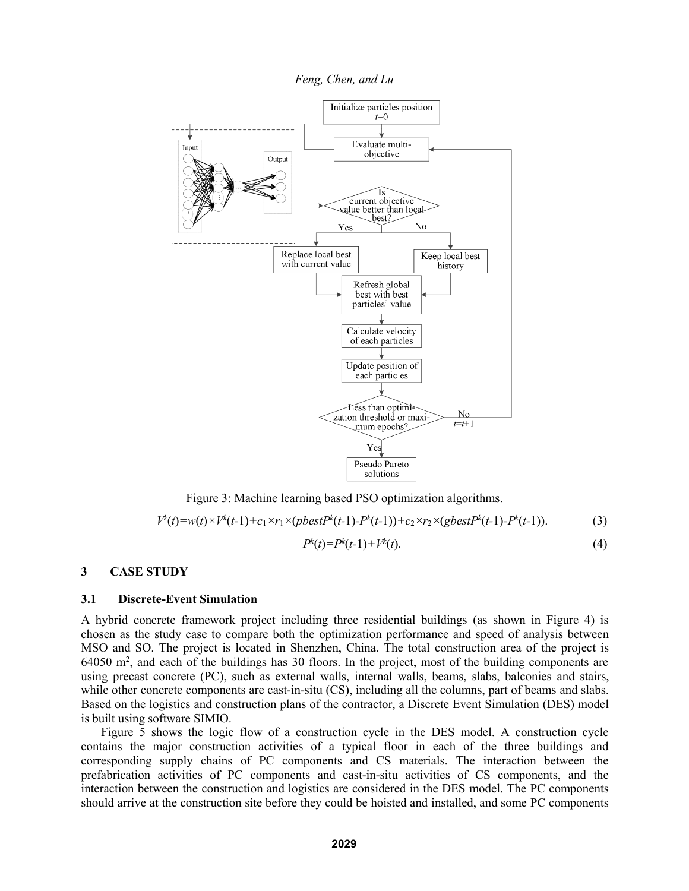Figure 3: Machine learning based PSO optimization algorithms.

$$V^k(t)=w(t)\times V^k(t\text{-}1)+c_1\times r_1\times(pbestP^k(t\text{-}1)\text{-}P^k(t\text{-}1))+c_2\times r_2\times(gbestP^k(t\text{-}1)\text{-}P^k(t\text{-}1)). \tag{3}$$

$$P^k(t)=P^k(t\text{-}1)+V^k(t). \tag{4}$$

## 3 CASE STUDY

### 3.1 Discrete-Event Simulation

A hybrid concrete framework project including three residential buildings (as shown in Figure 4) is chosen as the study case to compare both the optimization performance and speed of analysis between MSO and SO. The project is located in Shenzhen, China. The total construction area of the project is 64050 m$^2$, and each of the buildings has 30 floors. In the project, most of the building components are using precast concrete (PC), such as external walls, internal walls, beams, slabs, balconies and stairs, while other concrete components are cast-in-situ (CS), including all the columns, part of beams and slabs. Based on the logistics and construction plans of the contractor, a Discrete Event Simulation (DES) model is built using software SIMIO.

Figure 5 shows the logic flow of a construction cycle in the DES model. A construction cycle contains the major construction activities of a typical floor in each of the three buildings and corresponding supply chains of PC components and CS materials. The interaction between the prefabrication activities of PC components and cast-in-situ activities of CS components, and the interaction between the construction and logistics are considered in the DES model. The PC components should arrive at the construction site before they could be hoisted and installed, and some PC components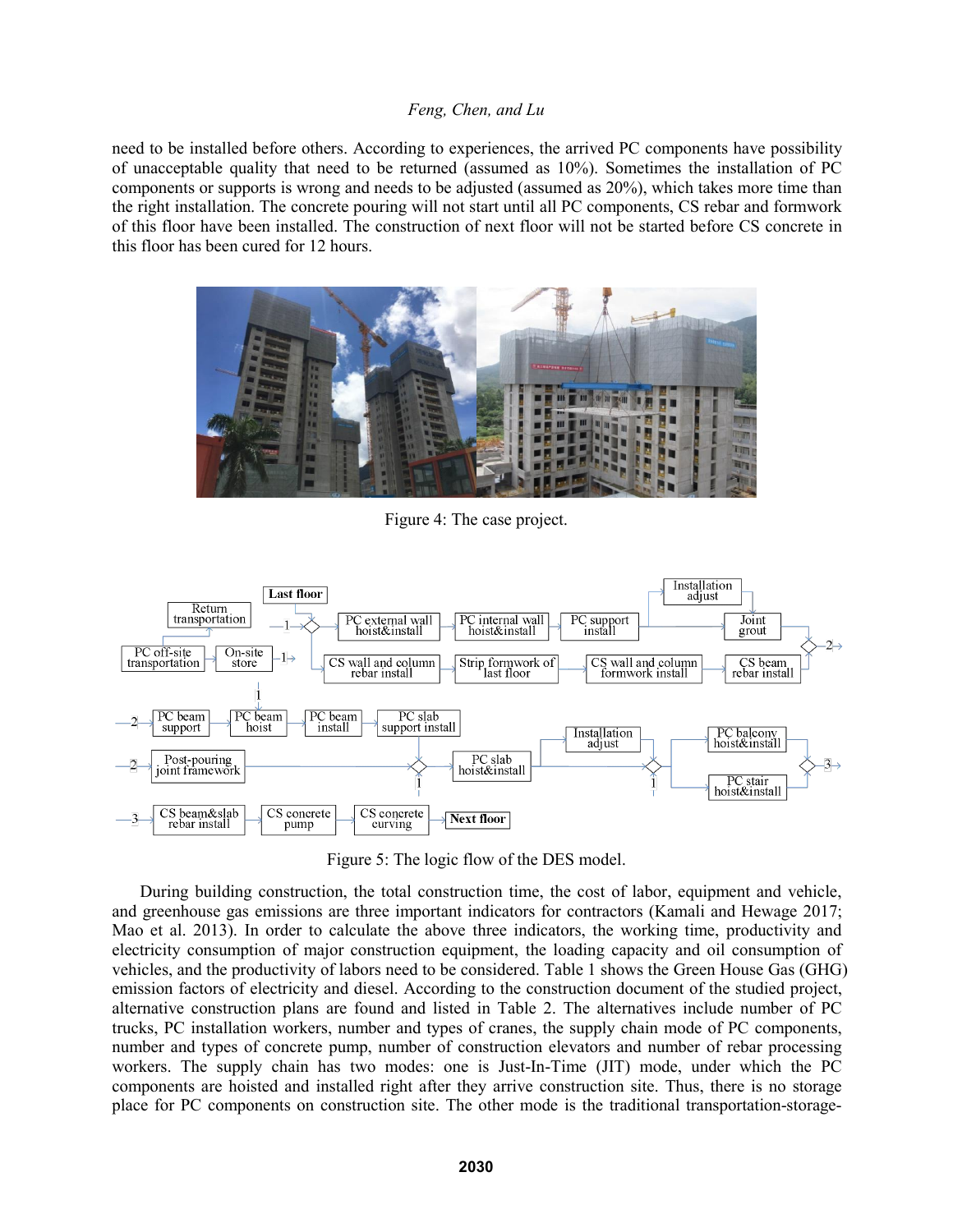need to be installed before others. According to experiences, the arrived PC components have possibility of unacceptable quality that need to be returned (assumed as 10%). Sometimes the installation of PC components or supports is wrong and needs to be adjusted (assumed as 20%), which takes more time than the right installation. The concrete pouring will not start until all PC components, CS rebar and formwork of this floor have been installed. The construction of next floor will not be started before CS concrete in this floor has been cured for 12 hours.

Figure 4: The case project.

Figure 5: The logic flow of the DES model.

During building construction, the total construction time, the cost of labor, equipment and vehicle, and greenhouse gas emissions are three important indicators for contractors (Kamali and Hewage 2017; Mao et al. 2013). In order to calculate the above three indicators, the working time, productivity and electricity consumption of major construction equipment, the loading capacity and oil consumption of vehicles, and the productivity of labors need to be considered. Table 1 shows the Green House Gas (GHG) emission factors of electricity and diesel. According to the construction document of the studied project, alternative construction plans are found and listed in Table 2. The alternatives include number of PC trucks, PC installation workers, number and types of cranes, the supply chain mode of PC components, number and types of concrete pump, number of construction elevators and number of rebar processing workers. The supply chain has two modes: one is Just-In-Time (JIT) mode, under which the PC components are hoisted and installed right after they arrive construction site. Thus, there is no storage place for PC components on construction site. The other mode is the traditional transportation-storage-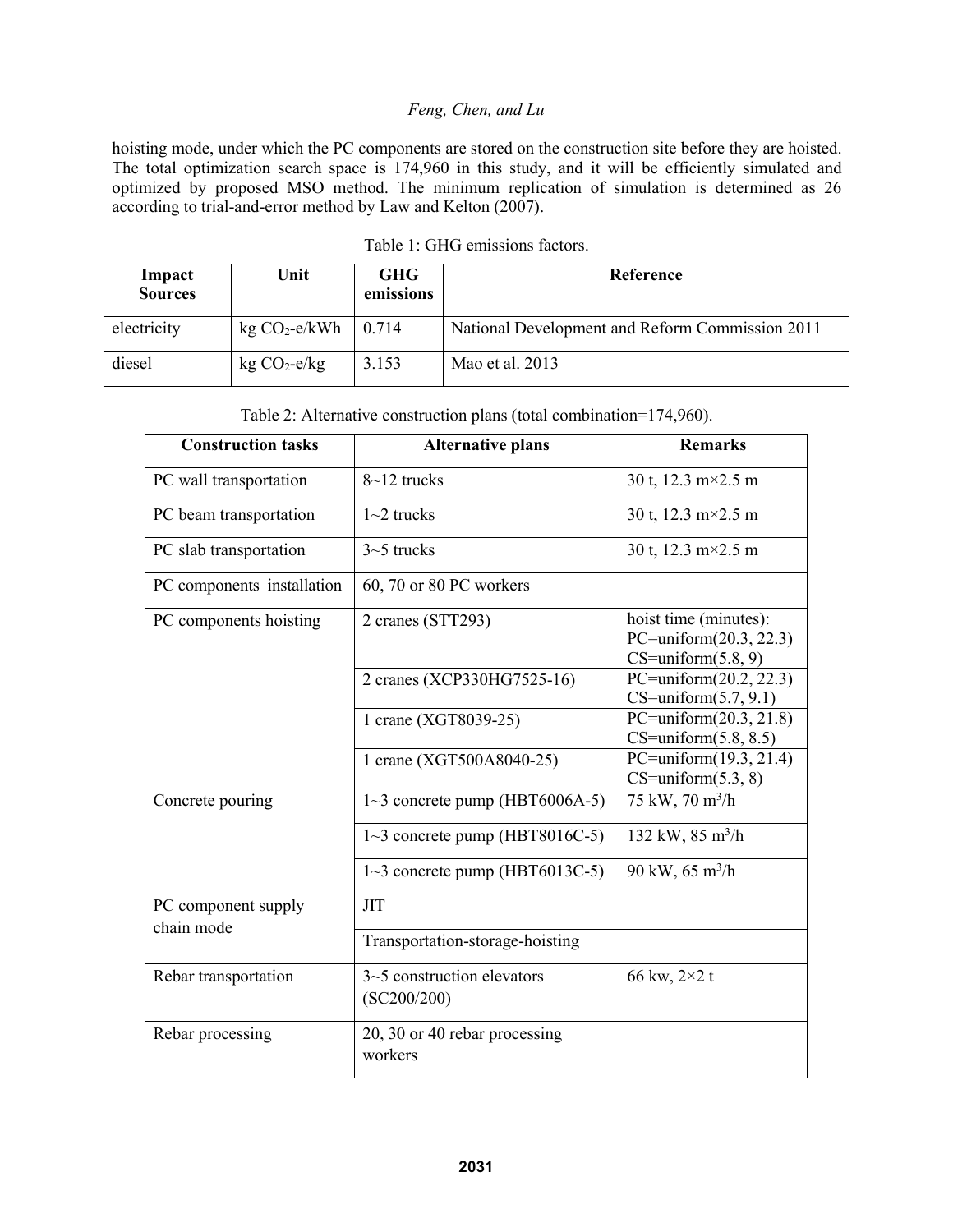hoisting mode, under which the PC components are stored on the construction site before they are hoisted. The total optimization search space is 174,960 in this study, and it will be efficiently simulated and optimized by proposed MSO method. The minimum replication of simulation is determined as 26 according to trial-and-error method by Law and Kelton (2007).

Table 1: GHG emissions factors.

| Impact Sources | Unit | GHG emissions | Reference |
|---|---|---|---|
| electricity | kg $CO_2$-e/kWh | 0.714 | National Development and Reform Commission 2011 |
| diesel | kg $CO_2$-e/kg | 3.153 | Mao et al. 2013 |

Table 2: Alternative construction plans (total combination=174,960).

| Construction tasks | Alternative plans | Remarks |
|---|---|---|
| PC wall transportation | 8~12 trucks | 30 t, 12.3 m×2.5 m |
| PC beam transportation | 1~2 trucks | 30 t, 12.3 m×2.5 m |
| PC slab transportation | 3~5 trucks | 30 t, 12.3 m×2.5 m |
| PC components installation | 60, 70 or 80 PC workers | |
| PC components hoisting | 2 cranes (STT293) | hoist time (minutes): PC=uniform(20.3, 22.3) CS=uniform(5.8, 9) |
| | 2 cranes (XCP330HG7525-16) | PC=uniform(20.2, 22.3) CS=uniform(5.7, 9.1) |
| | 1 crane (XGT8039-25) | PC=uniform(20.3, 21.8) CS=uniform(5.8, 8.5) |
| | 1 crane (XGT500A8040-25) | PC=uniform(19.3, 21.4) CS=uniform(5.3, 8) |
| Concrete pouring | 1~3 concrete pump (HBT6006A-5) | 75 kW, 70 $m^3$/h |
| | 1~3 concrete pump (HBT8016C-5) | 132 kW, 85 $m^3$/h |
| | 1~3 concrete pump (HBT6013C-5) | 90 kW, 65 $m^3$/h |
| PC component supply chain mode | JIT | |
| | Transportation-storage-hoisting | |
| Rebar transportation | 3~5 construction elevators (SC200/200) | 66 kw, 2×2 t |
| Rebar processing | 20, 30 or 40 rebar processing workers | |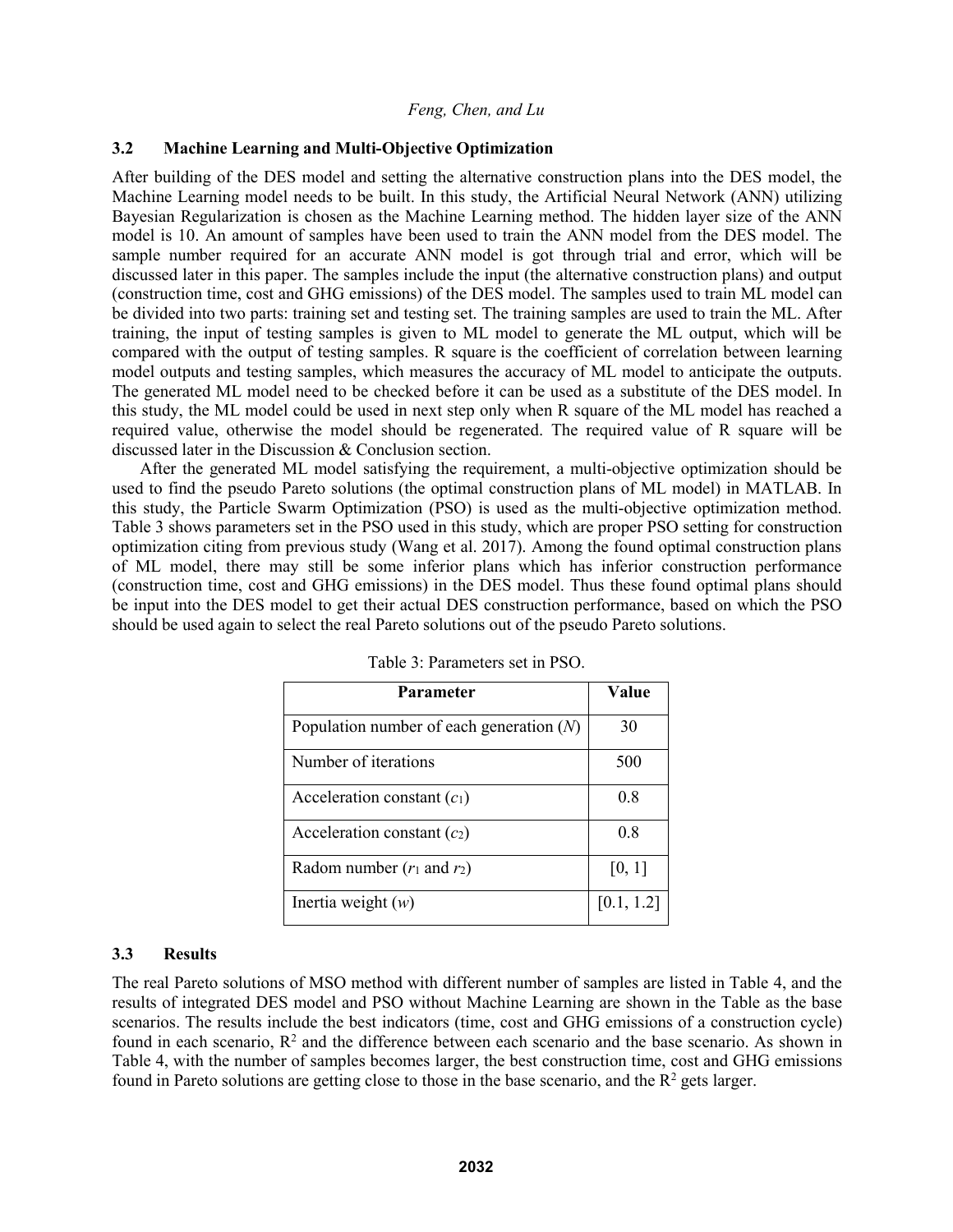### 3.2 Machine Learning and Multi-Objective Optimization

After building of the DES model and setting the alternative construction plans into the DES model, the Machine Learning model needs to be built. In this study, the Artificial Neural Network (ANN) utilizing Bayesian Regularization is chosen as the Machine Learning method. The hidden layer size of the ANN model is 10. An amount of samples have been used to train the ANN model from the DES model. The sample number required for an accurate ANN model is got through trial and error, which will be discussed later in this paper. The samples include the input (the alternative construction plans) and output (construction time, cost and GHG emissions) of the DES model. The samples used to train ML model can be divided into two parts: training set and testing set. The training samples are used to train the ML. After training, the input of testing samples is given to ML model to generate the ML output, which will be compared with the output of testing samples. R square is the coefficient of correlation between learning model outputs and testing samples, which measures the accuracy of ML model to anticipate the outputs. The generated ML model need to be checked before it can be used as a substitute of the DES model. In this study, the ML model could be used in next step only when R square of the ML model has reached a required value, otherwise the model should be regenerated. The required value of R square will be discussed later in the Discussion & Conclusion section.

After the generated ML model satisfying the requirement, a multi-objective optimization should be used to find the pseudo Pareto solutions (the optimal construction plans of ML model) in MATLAB. In this study, the Particle Swarm Optimization (PSO) is used as the multi-objective optimization method. Table 3 shows parameters set in the PSO used in this study, which are proper PSO setting for construction optimization citing from previous study (Wang et al. 2017). Among the found optimal construction plans of ML model, there may still be some inferior plans which has inferior construction performance (construction time, cost and GHG emissions) in the DES model. Thus these found optimal plans should be input into the DES model to get their actual DES construction performance, based on which the PSO should be used again to select the real Pareto solutions out of the pseudo Pareto solutions.

Table 3: Parameters set in PSO.

| Parameter | Value |
|---|---|
| Population number of each generation ($N$) | 30 |
| Number of iterations | 500 |
| Acceleration constant ($c_1$) | 0.8 |
| Acceleration constant ($c_2$) | 0.8 |
| Radom number ($r_1$ and $r_2$) | [0, 1] |
| Inertia weight ($w$) | [0.1, 1.2] |

### 3.3 Results

The real Pareto solutions of MSO method with different number of samples are listed in Table 4, and the results of integrated DES model and PSO without Machine Learning are shown in the Table as the base scenarios. The results include the best indicators (time, cost and GHG emissions of a construction cycle) found in each scenario, $R^2$ and the difference between each scenario and the base scenario. As shown in Table 4, with the number of samples becomes larger, the best construction time, cost and GHG emissions found in Pareto solutions are getting close to those in the base scenario, and the $R^2$ gets larger.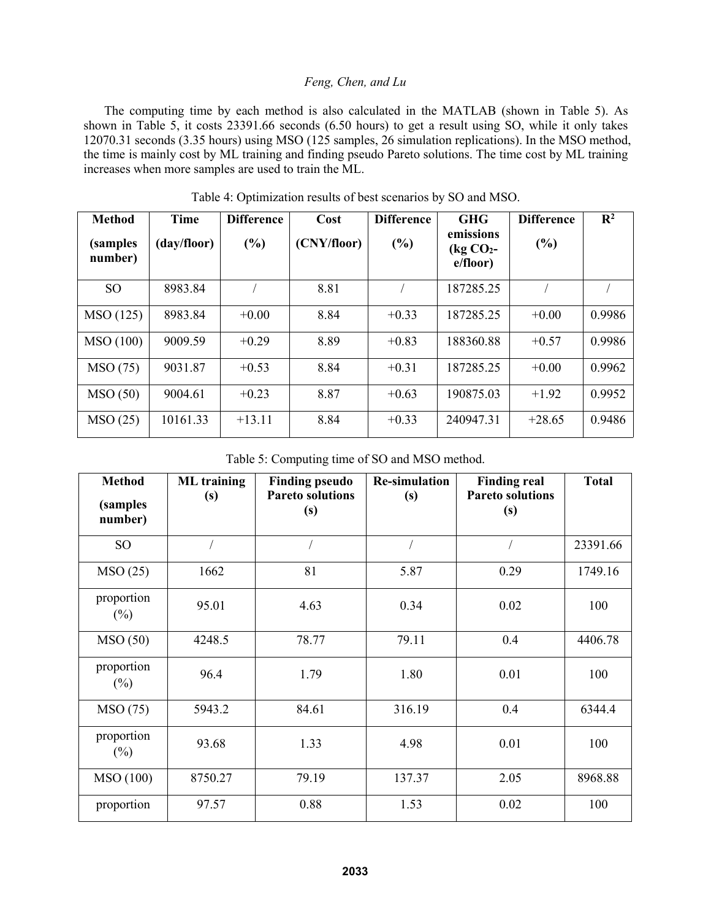The computing time by each method is also calculated in the MATLAB (shown in Table 5). As shown in Table 5, it costs 23391.66 seconds (6.50 hours) to get a result using SO, while it only takes 12070.31 seconds (3.35 hours) using MSO (125 samples, 26 simulation replications). In the MSO method, the time is mainly cost by ML training and finding pseudo Pareto solutions. The time cost by ML training increases when more samples are used to train the ML.

Table 4: Optimization results of best scenarios by SO and MSO.

| Method (samples number) | Time (day/floor) | Difference (%) | Cost (CNY/floor) | Difference (%) | GHG emissions (kg $CO_2$-e/floor) | Difference (%) | $R^2$ |
|---|---|---|---|---|---|---|---|
| SO | 8983.84 | / | 8.81 | / | 187285.25 | / | / |
| MSO (125) | 8983.84 | +0.00 | 8.84 | +0.33 | 187285.25 | +0.00 | 0.9986 |
| MSO (100) | 9009.59 | +0.29 | 8.89 | +0.83 | 188360.88 | +0.57 | 0.9986 |
| MSO (75) | 9031.87 | +0.53 | 8.84 | +0.31 | 187285.25 | +0.00 | 0.9962 |
| MSO (50) | 9004.61 | +0.23 | 8.87 | +0.63 | 190875.03 | +1.92 | 0.9952 |
| MSO (25) | 10161.33 | +13.11 | 8.84 | +0.33 | 240947.31 | +28.65 | 0.9486 |

Table 5: Computing time of SO and MSO method.

| Method (samples number) | ML training (s) | Finding pseudo Pareto solutions (s) | Re-simulation (s) | Finding real Pareto solutions (s) | Total |
|---|---|---|---|---|---|
| SO | / | / | / | / | 23391.66 |
| MSO (25) | 1662 | 81 | 5.87 | 0.29 | 1749.16 |
| proportion (%) | 95.01 | 4.63 | 0.34 | 0.02 | 100 |
| MSO (50) | 4248.5 | 78.77 | 79.11 | 0.4 | 4406.78 |
| proportion (%) | 96.4 | 1.79 | 1.80 | 0.01 | 100 |
| MSO (75) | 5943.2 | 84.61 | 316.19 | 0.4 | 6344.4 |
| proportion (%) | 93.68 | 1.33 | 4.98 | 0.01 | 100 |
| MSO (100) | 8750.27 | 79.19 | 137.37 | 2.05 | 8968.88 |
| proportion | 97.57 | 0.88 | 1.53 | 0.02 | 100 |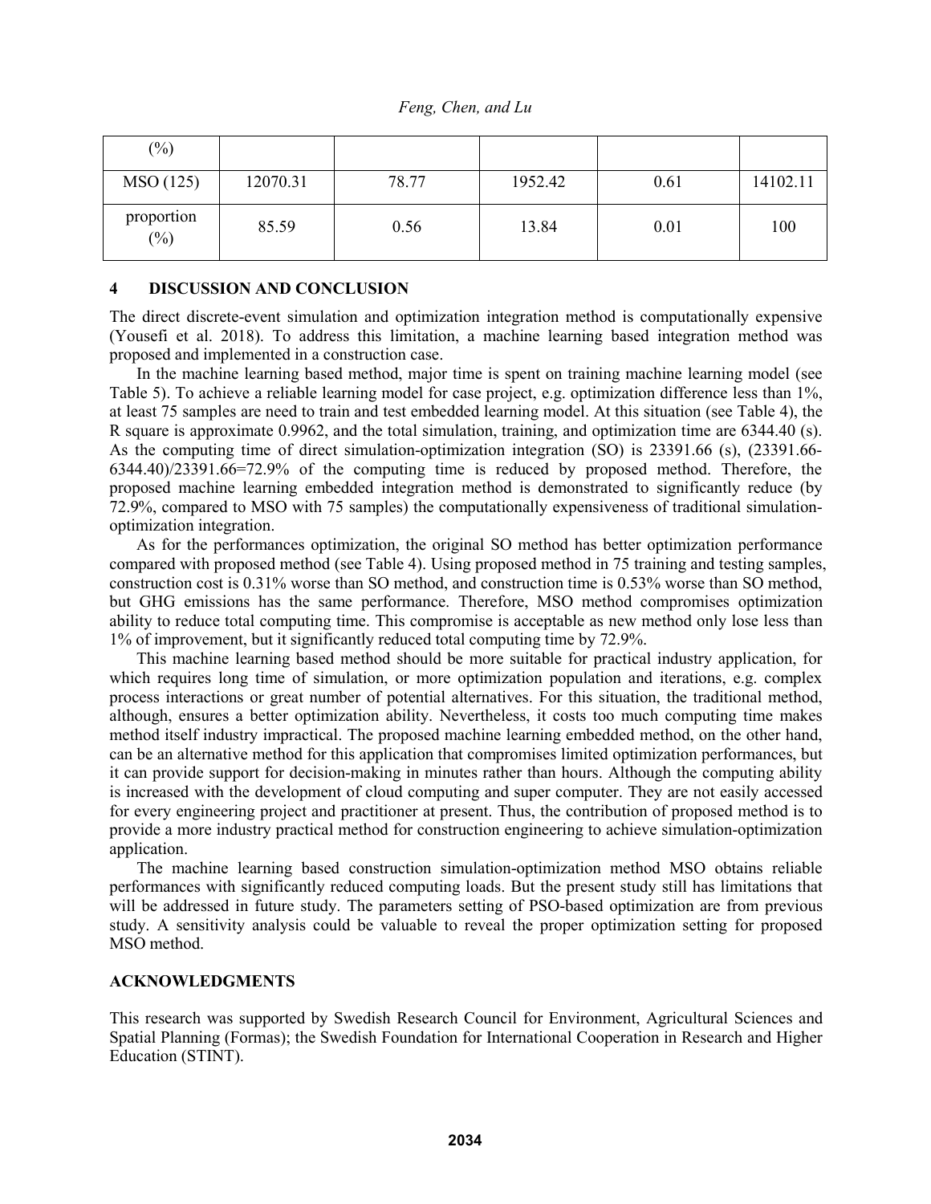| (%) | | | | | |
| --- | --- | --- | --- | --- | --- |
| MSO (125) | 12070.31 | 78.77 | 1952.42 | 0.61 | 14102.11 |
| proportion (%) | 85.59 | 0.56 | 13.84 | 0.01 | 100 |

## 4 DISCUSSION AND CONCLUSION

The direct discrete-event simulation and optimization integration method is computationally expensive (Yousefi et al. 2018). To address this limitation, a machine learning based integration method was proposed and implemented in a construction case.

In the machine learning based method, major time is spent on training machine learning model (see Table 5). To achieve a reliable learning model for case project, e.g. optimization difference less than 1%, at least 75 samples are need to train and test embedded learning model. At this situation (see Table 4), the R square is approximate 0.9962, and the total simulation, training, and optimization time are 6344.40 (s). As the computing time of direct simulation-optimization integration (SO) is 23391.66 (s), (23391.66-6344.40)/23391.66=72.9% of the computing time is reduced by proposed method. Therefore, the proposed machine learning embedded integration method is demonstrated to significantly reduce (by 72.9%, compared to MSO with 75 samples) the computationally expensiveness of traditional simulation-optimization integration.

As for the performances optimization, the original SO method has better optimization performance compared with proposed method (see Table 4). Using proposed method in 75 training and testing samples, construction cost is 0.31% worse than SO method, and construction time is 0.53% worse than SO method, but GHG emissions has the same performance. Therefore, MSO method compromises optimization ability to reduce total computing time. This compromise is acceptable as new method only lose less than 1% of improvement, but it significantly reduced total computing time by 72.9%.

This machine learning based method should be more suitable for practical industry application, for which requires long time of simulation, or more optimization population and iterations, e.g. complex process interactions or great number of potential alternatives. For this situation, the traditional method, although, ensures a better optimization ability. Nevertheless, it costs too much computing time makes method itself industry impractical. The proposed machine learning embedded method, on the other hand, can be an alternative method for this application that compromises limited optimization performances, but it can provide support for decision-making in minutes rather than hours. Although the computing ability is increased with the development of cloud computing and super computer. They are not easily accessed for every engineering project and practitioner at present. Thus, the contribution of proposed method is to provide a more industry practical method for construction engineering to achieve simulation-optimization application.

The machine learning based construction simulation-optimization method MSO obtains reliable performances with significantly reduced computing loads. But the present study still has limitations that will be addressed in future study. The parameters setting of PSO-based optimization are from previous study. A sensitivity analysis could be valuable to reveal the proper optimization setting for proposed MSO method.

## ACKNOWLEDGMENTS

This research was supported by Swedish Research Council for Environment, Agricultural Sciences and Spatial Planning (Formas); the Swedish Foundation for International Cooperation in Research and Higher Education (STINT).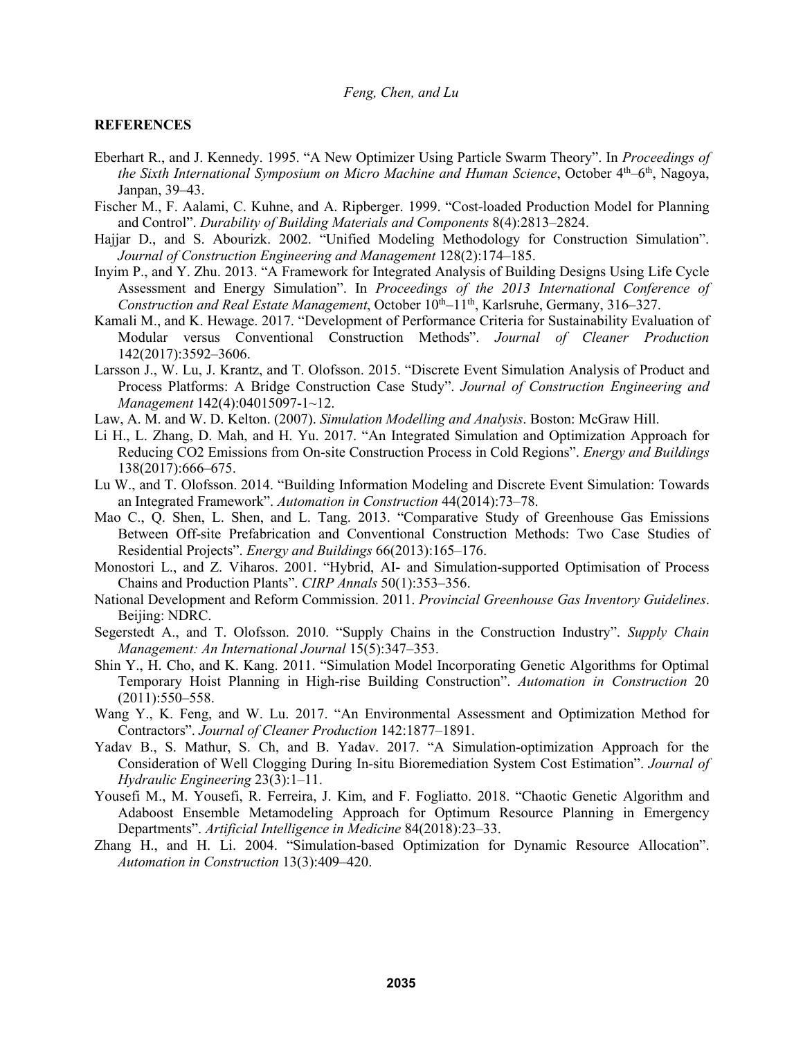## REFERENCES

Eberhart R., and J. Kennedy. 1995. "A New Optimizer Using Particle Swarm Theory". In *Proceedings of the Sixth International Symposium on Micro Machine and Human Science*, October 4th–6th, Nagoya, Janpan, 39–43.

Fischer M., F. Aalami, C. Kuhne, and A. Ripberger. 1999. "Cost-loaded Production Model for Planning and Control". *Durability of Building Materials and Components* 8(4):2813–2824.

Hajjar D., and S. Abourizk. 2002. "Unified Modeling Methodology for Construction Simulation". *Journal of Construction Engineering and Management* 128(2):174–185.

Inyim P., and Y. Zhu. 2013. "A Framework for Integrated Analysis of Building Designs Using Life Cycle Assessment and Energy Simulation". In *Proceedings of the 2013 International Conference of Construction and Real Estate Management*, October 10th–11th, Karlsruhe, Germany, 316–327.

Kamali M., and K. Hewage. 2017. "Development of Performance Criteria for Sustainability Evaluation of Modular versus Conventional Construction Methods". *Journal of Cleaner Production* 142(2017):3592–3606.

Larsson J., W. Lu, J. Krantz, and T. Olofsson. 2015. "Discrete Event Simulation Analysis of Product and Process Platforms: A Bridge Construction Case Study". *Journal of Construction Engineering and Management* 142(4):04015097-1~12.

Law, A. M. and W. D. Kelton. (2007). *Simulation Modelling and Analysis*. Boston: McGraw Hill.

Li H., L. Zhang, D. Mah, and H. Yu. 2017. "An Integrated Simulation and Optimization Approach for Reducing CO2 Emissions from On-site Construction Process in Cold Regions". *Energy and Buildings* 138(2017):666–675.

Lu W., and T. Olofsson. 2014. "Building Information Modeling and Discrete Event Simulation: Towards an Integrated Framework". *Automation in Construction* 44(2014):73–78.

Mao C., Q. Shen, L. Shen, and L. Tang. 2013. "Comparative Study of Greenhouse Gas Emissions Between Off-site Prefabrication and Conventional Construction Methods: Two Case Studies of Residential Projects". *Energy and Buildings* 66(2013):165–176.

Monostori L., and Z. Viharos. 2001. "Hybrid, AI- and Simulation-supported Optimisation of Process Chains and Production Plants". *CIRP Annals* 50(1):353–356.

National Development and Reform Commission. 2011. *Provincial Greenhouse Gas Inventory Guidelines*. Beijing: NDRC.

Segerstedt A., and T. Olofsson. 2010. "Supply Chains in the Construction Industry". *Supply Chain Management: An International Journal* 15(5):347–353.

Shin Y., H. Cho, and K. Kang. 2011. "Simulation Model Incorporating Genetic Algorithms for Optimal Temporary Hoist Planning in High-rise Building Construction". *Automation in Construction* 20 (2011):550–558.

Wang Y., K. Feng, and W. Lu. 2017. "An Environmental Assessment and Optimization Method for Contractors". *Journal of Cleaner Production* 142:1877–1891.

Yadav B., S. Mathur, S. Ch, and B. Yadav. 2017. "A Simulation-optimization Approach for the Consideration of Well Clogging During In-situ Bioremediation System Cost Estimation". *Journal of Hydraulic Engineering* 23(3):1–11.

Yousefi M., M. Yousefi, R. Ferreira, J. Kim, and F. Fogliatto. 2018. "Chaotic Genetic Algorithm and Adaboost Ensemble Metamodeling Approach for Optimum Resource Planning in Emergency Departments". *Artificial Intelligence in Medicine* 84(2018):23–33.

Zhang H., and H. Li. 2004. "Simulation-based Optimization for Dynamic Resource Allocation". *Automation in Construction* 13(3):409–420.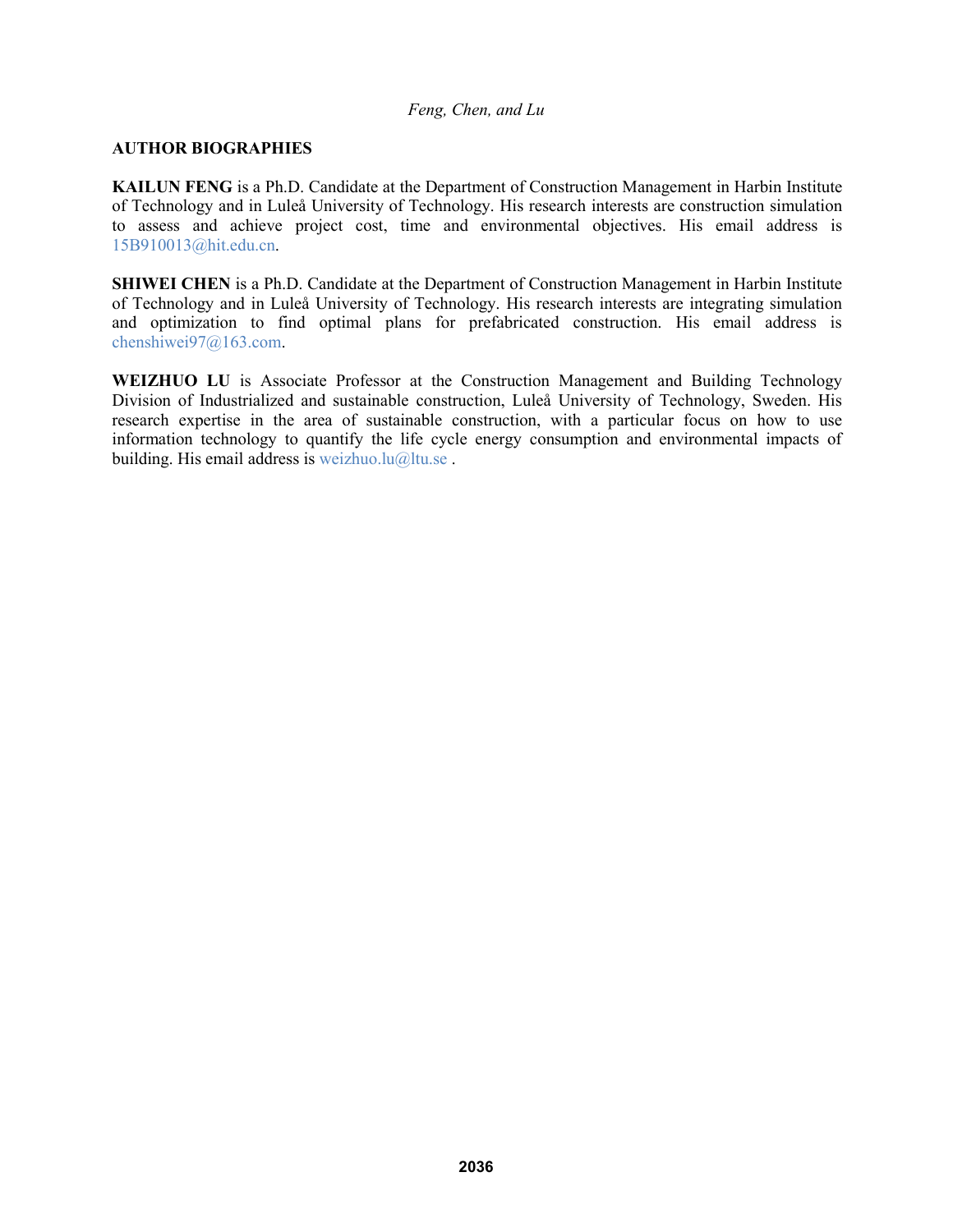## AUTHOR BIOGRAPHIES

**KAILUN FENG** is a Ph.D. Candidate at the Department of Construction Management in Harbin Institute of Technology and in Luleå University of Technology. His research interests are construction simulation to assess and achieve project cost, time and environmental objectives. His email address is 15B910013@hit.edu.cn.

**SHIWEI CHEN** is a Ph.D. Candidate at the Department of Construction Management in Harbin Institute of Technology and in Luleå University of Technology. His research interests are integrating simulation and optimization to find optimal plans for prefabricated construction. His email address is chenshiwei97@163.com.

**WEIZHUO LU** is Associate Professor at the Construction Management and Building Technology Division of Industrialized and sustainable construction, Luleå University of Technology, Sweden. His research expertise in the area of sustainable construction, with a particular focus on how to use information technology to quantify the life cycle energy consumption and environmental impacts of building. His email address is weizhuo.lu@ltu.se .